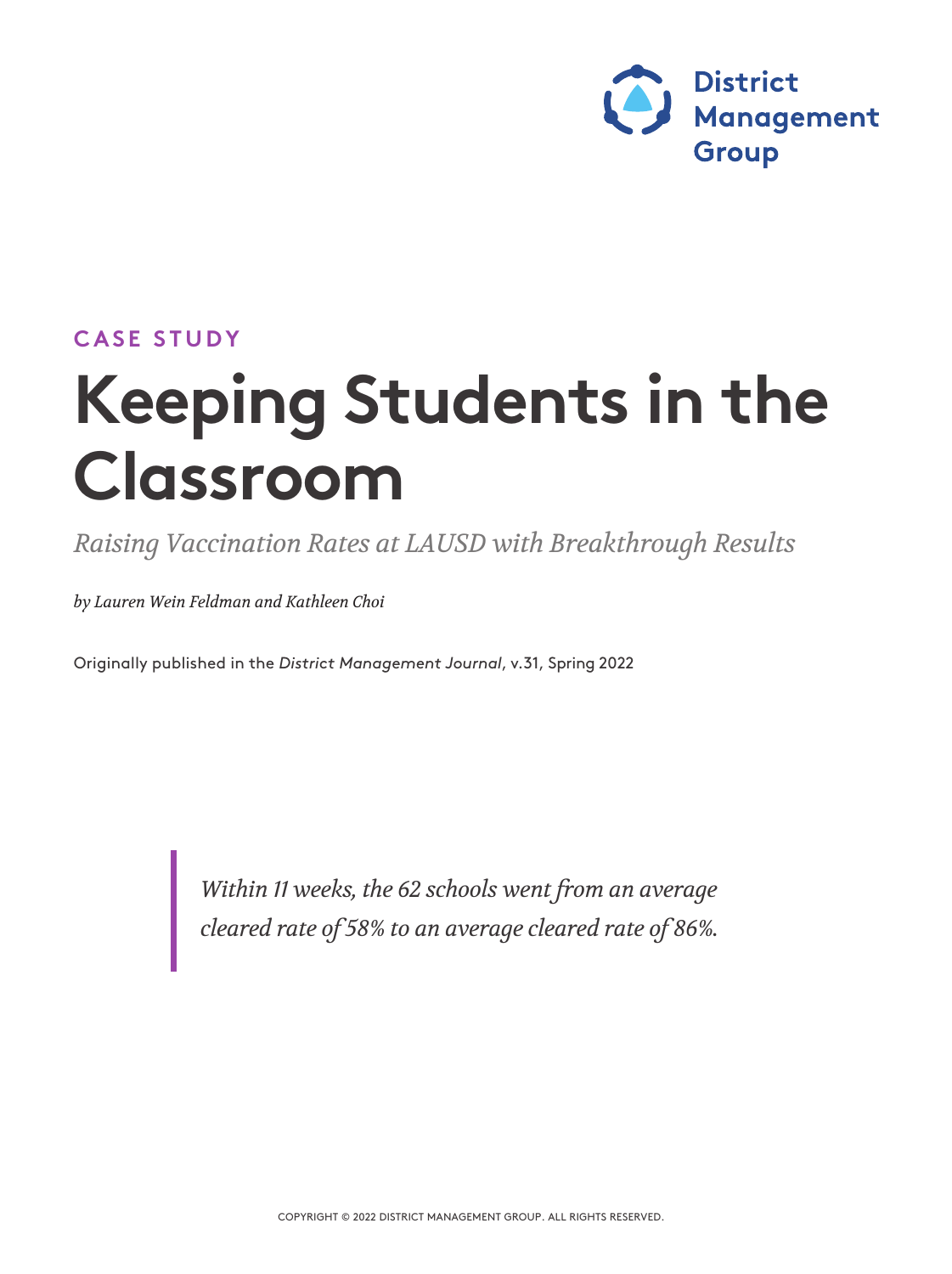District Management Group

CASE STUDY

# Keeping Students in the Classroom

*Raising Vaccination Rates at LAUSD with Breakthrough Results*

*by Lauren Wein Feldman and Kathleen Choi*

Originally published in the *District Management Journal*, v.31, Spring 2022

> *Within 11 weeks, the 62 schools went from an average cleared rate of 58% to an average cleared rate of 86%.*

COPYRIGHT © 2022 DISTRICT MANAGEMENT GROUP. ALL RIGHTS RESERVED.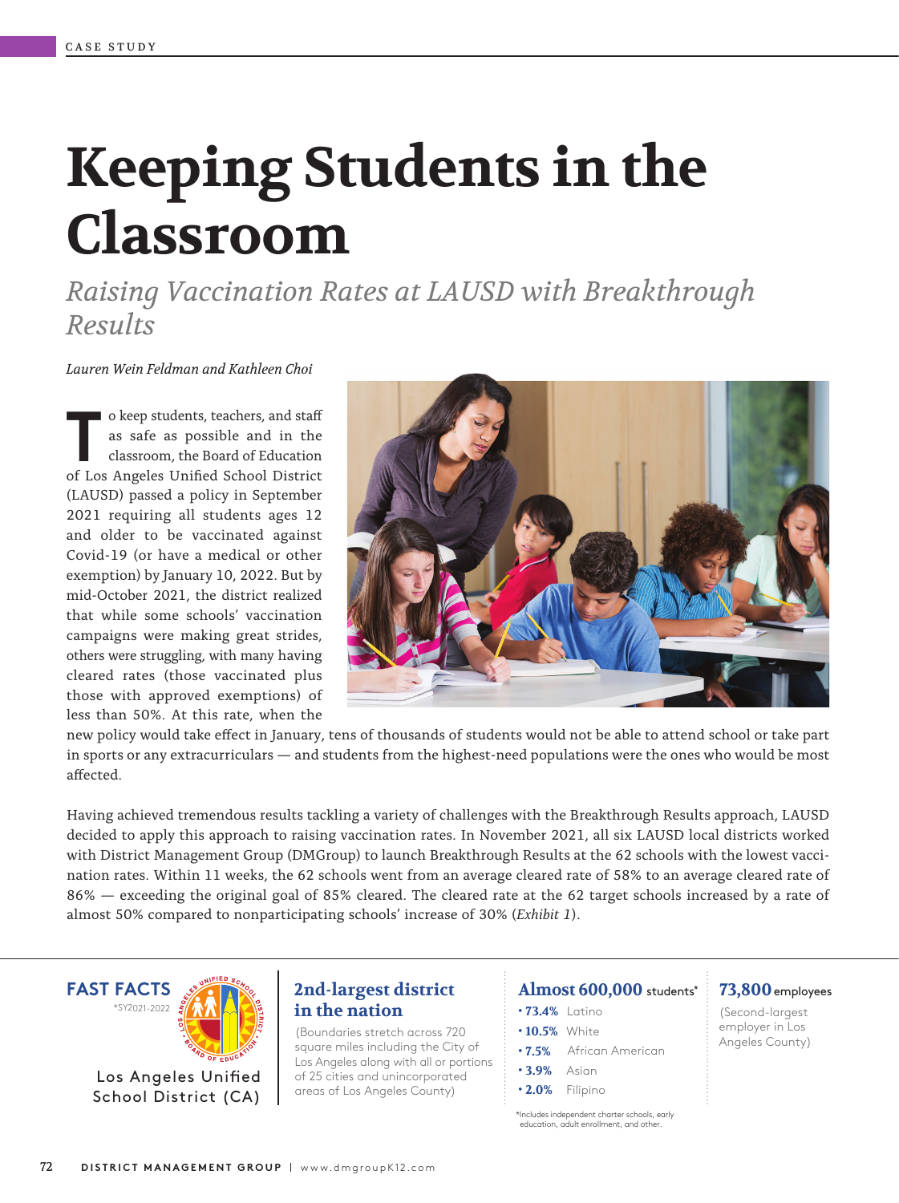CASE STUDY

# Keeping Students in the Classroom

*Raising Vaccination Rates at LAUSD with Breakthrough Results*

*Lauren Wein Feldman and Kathleen Choi*

To keep students, teachers, and staff as safe as possible and in the classroom, the Board of Education of Los Angeles Unified School District (LAUSD) passed a policy in September 2021 requiring all students ages 12 and older to be vaccinated against Covid-19 (or have a medical or other exemption) by January 10, 2022. But by mid-October 2021, the district realized that while some schools' vaccination campaigns were making great strides, others were struggling, with many having cleared rates (those vaccinated plus those with approved exemptions) of less than 50%. At this rate, when the new policy would take effect in January, tens of thousands of students would not be able to attend school or take part in sports or any extracurriculars — and students from the highest-need populations were the ones who would be most affected.

Having achieved tremendous results tackling a variety of challenges with the Breakthrough Results approach, LAUSD decided to apply this approach to raising vaccination rates. In November 2021, all six LAUSD local districts worked with District Management Group (DMGroup) to launch Breakthrough Results at the 62 schools with the lowest vaccination rates. Within 11 weeks, the 62 schools went from an average cleared rate of 58% to an average cleared rate of 86% — exceeding the original goal of 85% cleared. The cleared rate at the 62 target schools increased by a rate of almost 50% compared to nonparticipating schools' increase of 30% (*Exhibit 1*).

**FAST FACTS**
*SY2021-2022

Los Angeles Unified School District (CA)

**2nd-largest district in the nation**

(Boundaries stretch across 720 square miles including the City of Los Angeles along with all or portions of 25 cities and unincorporated areas of Los Angeles County)

**Almost 600,000** students*

- **73.4%** Latino
- **10.5%** White
- **7.5%** African American
- **3.9%** Asian
- **2.0%** Filipino

*Includes independent charter schools, early education, adult enrollment, and other.

**73,800** employees

(Second-largest employer in Los Angeles County)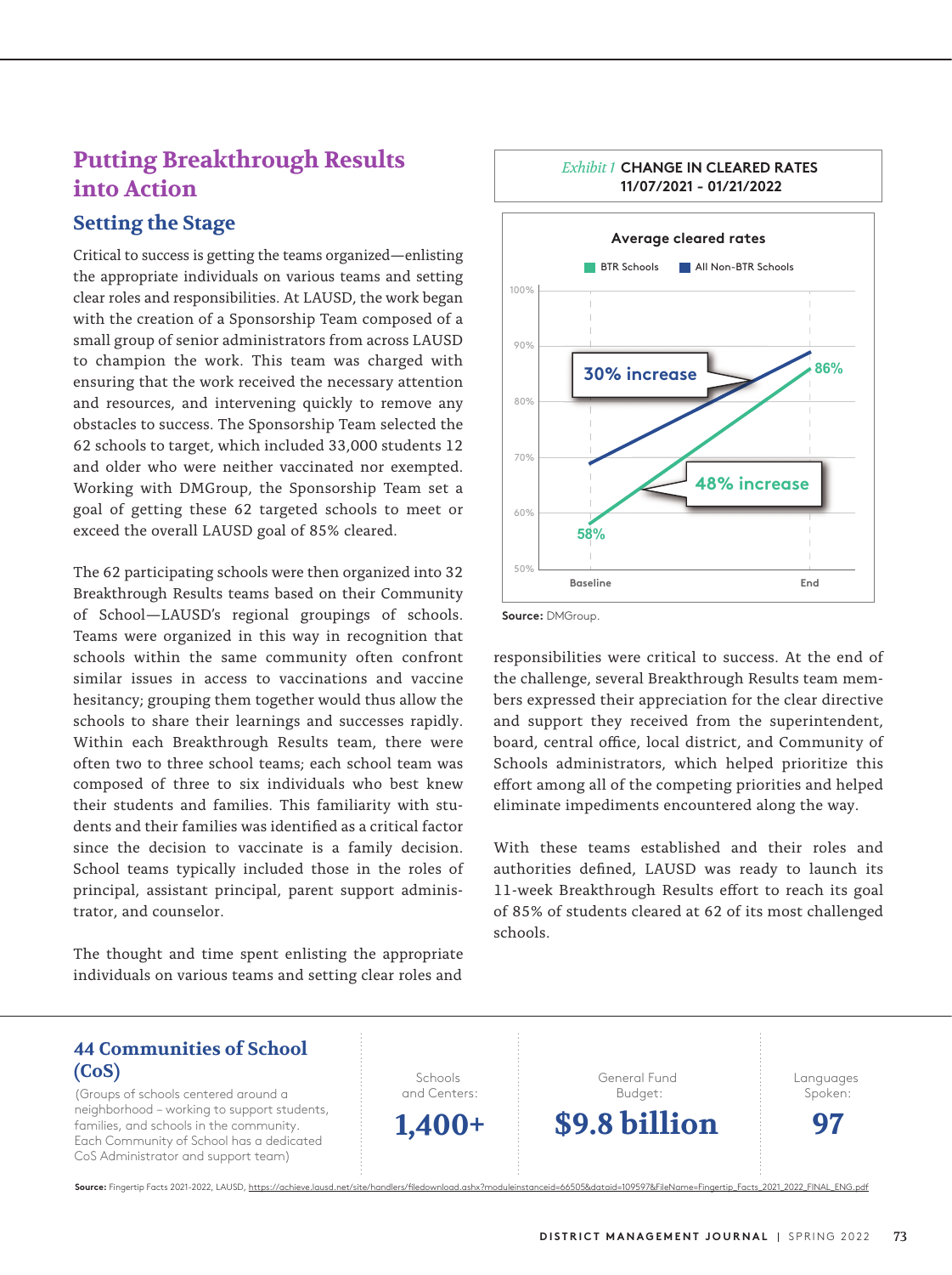## Putting Breakthrough Results into Action

### Setting the Stage

Critical to success is getting the teams organized—enlisting the appropriate individuals on various teams and setting clear roles and responsibilities. At LAUSD, the work began with the creation of a Sponsorship Team composed of a small group of senior administrators from across LAUSD to champion the work. This team was charged with ensuring that the work received the necessary attention and resources, and intervening quickly to remove any obstacles to success. The Sponsorship Team selected the 62 schools to target, which included 33,000 students 12 and older who were neither vaccinated nor exempted. Working with DMGroup, the Sponsorship Team set a goal of getting these 62 targeted schools to meet or exceed the overall LAUSD goal of 85% cleared.

The 62 participating schools were then organized into 32 Breakthrough Results teams based on their Community of School—LAUSD's regional groupings of schools. Teams were organized in this way in recognition that schools within the same community often confront similar issues in access to vaccinations and vaccine hesitancy; grouping them together would thus allow the schools to share their learnings and successes rapidly. Within each Breakthrough Results team, there were often two to three school teams; each school team was composed of three to six individuals who best knew their students and families. This familiarity with students and their families was identified as a critical factor since the decision to vaccinate is a family decision. School teams typically included those in the roles of principal, assistant principal, parent support administrator, and counselor.

The thought and time spent enlisting the appropriate individuals on various teams and setting clear roles and responsibilities were critical to success. At the end of the challenge, several Breakthrough Results team members expressed their appreciation for the clear directive and support they received from the superintendent, board, central office, local district, and Community of Schools administrators, which helped prioritize this effort among all of the competing priorities and helped eliminate impediments encountered along the way.

With these teams established and their roles and authorities defined, LAUSD was ready to launch its 11-week Breakthrough Results effort to reach its goal of 85% of students cleared at 62 of its most challenged schools.

*Exhibit 1* **CHANGE IN CLEARED RATES 11/07/2021 - 01/21/2022**

Average cleared rates

BTR Schools | All Non-BTR Schools

30% increase

86%

48% increase

58%

100% 90% 80% 70% 60% 50%

Baseline | End

**Source:** DMGroup.

---

**44 Communities of School (CoS)**

(Groups of schools centered around a neighborhood – working to support students, families, and schools in the community. Each Community of School has a dedicated CoS Administrator and support team)

Schools and Centers: **1,400+**

General Fund Budget: **$9.8 billion**

Languages Spoken: **97**

**Source:** Fingertip Facts 2021-2022, LAUSD, https://achieve.lausd.net/site/handlers/filedownload.ashx?moduleinstanceid=66505&dataid=109597&FileName=Fingertip_Facts_2021_2022_FINAL_ENG.pdf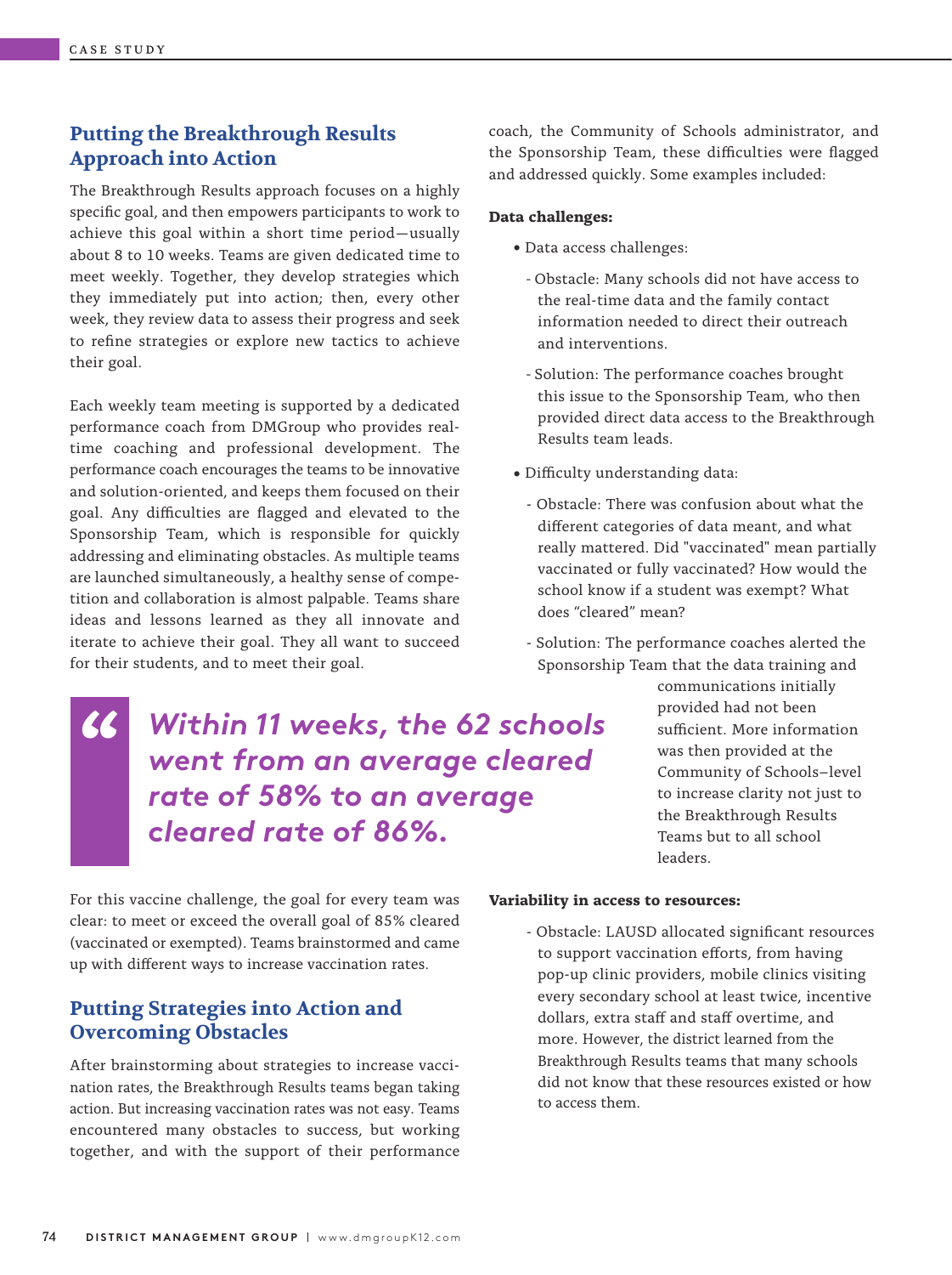## Putting the Breakthrough Results Approach into Action

The Breakthrough Results approach focuses on a highly specific goal, and then empowers participants to work to achieve this goal within a short time period—usually about 8 to 10 weeks. Teams are given dedicated time to meet weekly. Together, they develop strategies which they immediately put into action; then, every other week, they review data to assess their progress and seek to refine strategies or explore new tactics to achieve their goal.

Each weekly team meeting is supported by a dedicated performance coach from DMGroup who provides real-time coaching and professional development. The performance coach encourages the teams to be innovative and solution-oriented, and keeps them focused on their goal. Any difficulties are flagged and elevated to the Sponsorship Team, which is responsible for quickly addressing and eliminating obstacles. As multiple teams are launched simultaneously, a healthy sense of competition and collaboration is almost palpable. Teams share ideas and lessons learned as they all innovate and iterate to achieve their goal. They all want to succeed for their students, and to meet their goal.

> *Within 11 weeks, the 62 schools went from an average cleared rate of 58% to an average cleared rate of 86%.*

For this vaccine challenge, the goal for every team was clear: to meet or exceed the overall goal of 85% cleared (vaccinated or exempted). Teams brainstormed and came up with different ways to increase vaccination rates.

## Putting Strategies into Action and Overcoming Obstacles

After brainstorming about strategies to increase vaccination rates, the Breakthrough Results teams began taking action. But increasing vaccination rates was not easy. Teams encountered many obstacles to success, but working together, and with the support of their performance coach, the Community of Schools administrator, and the Sponsorship Team, these difficulties were flagged and addressed quickly. Some examples included:

**Data challenges:**

- Data access challenges:
  - Obstacle: Many schools did not have access to the real-time data and the family contact information needed to direct their outreach and interventions.
  - Solution: The performance coaches brought this issue to the Sponsorship Team, who then provided direct data access to the Breakthrough Results team leads.
- Difficulty understanding data:
  - Obstacle: There was confusion about what the different categories of data meant, and what really mattered. Did "vaccinated" mean partially vaccinated or fully vaccinated? How would the school know if a student was exempt? What does "cleared" mean?
  - Solution: The performance coaches alerted the Sponsorship Team that the data training and communications initially provided had not been sufficient. More information was then provided at the Community of Schools–level to increase clarity not just to the Breakthrough Results Teams but to all school leaders.

**Variability in access to resources:**

- Obstacle: LAUSD allocated significant resources to support vaccination efforts, from having pop-up clinic providers, mobile clinics visiting every secondary school at least twice, incentive dollars, extra staff and staff overtime, and more. However, the district learned from the Breakthrough Results teams that many schools did not know that these resources existed or how to access them.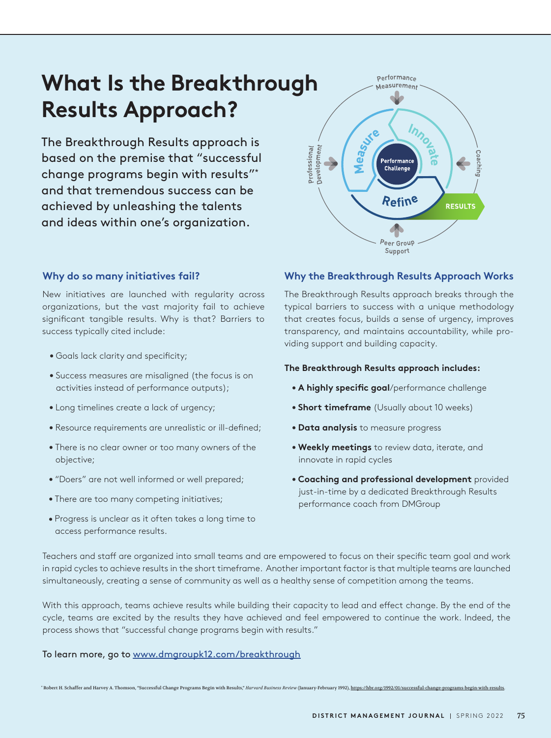# What Is the Breakthrough Results Approach?

The Breakthrough Results approach is based on the premise that "successful change programs begin with results"* and that tremendous success can be achieved by unleashing the talents and ideas within one's organization.

### Why do so many initiatives fail?

New initiatives are launched with regularity across organizations, but the vast majority fail to achieve significant tangible results. Why is that? Barriers to success typically cited include:

- Goals lack clarity and specificity;
- Success measures are misaligned (the focus is on activities instead of performance outputs);
- Long timelines create a lack of urgency;
- Resource requirements are unrealistic or ill-defined;
- There is no clear owner or too many owners of the objective;
- "Doers" are not well informed or well prepared;
- There are too many competing initiatives;
- Progress is unclear as it often takes a long time to access performance results.

### Why the Breakthrough Results Approach Works

The Breakthrough Results approach breaks through the typical barriers to success with a unique methodology that creates focus, builds a sense of urgency, improves transparency, and maintains accountability, while providing support and building capacity.

**The Breakthrough Results approach includes:**

- **A highly specific goal**/performance challenge
- **Short timeframe** (Usually about 10 weeks)
- **Data analysis** to measure progress
- **Weekly meetings** to review data, iterate, and innovate in rapid cycles
- **Coaching and professional development** provided just-in-time by a dedicated Breakthrough Results performance coach from DMGroup

Teachers and staff are organized into small teams and are empowered to focus on their specific team goal and work in rapid cycles to achieve results in the short timeframe. Another important factor is that multiple teams are launched simultaneously, creating a sense of community as well as a healthy sense of competition among the teams.

With this approach, teams achieve results while building their capacity to lead and effect change. By the end of the cycle, teams are excited by the results they have achieved and feel empowered to continue the work. Indeed, the process shows that "successful change programs begin with results."

To learn more, go to www.dmgroupk12.com/breakthrough

* Robert H. Schaffer and Harvey A. Thomson, "Successful Change Programs Begin with Results," *Harvard Business Review* (January-February 1992), https://hbr.org/1992/01/successful-change-programs-begin-with-results.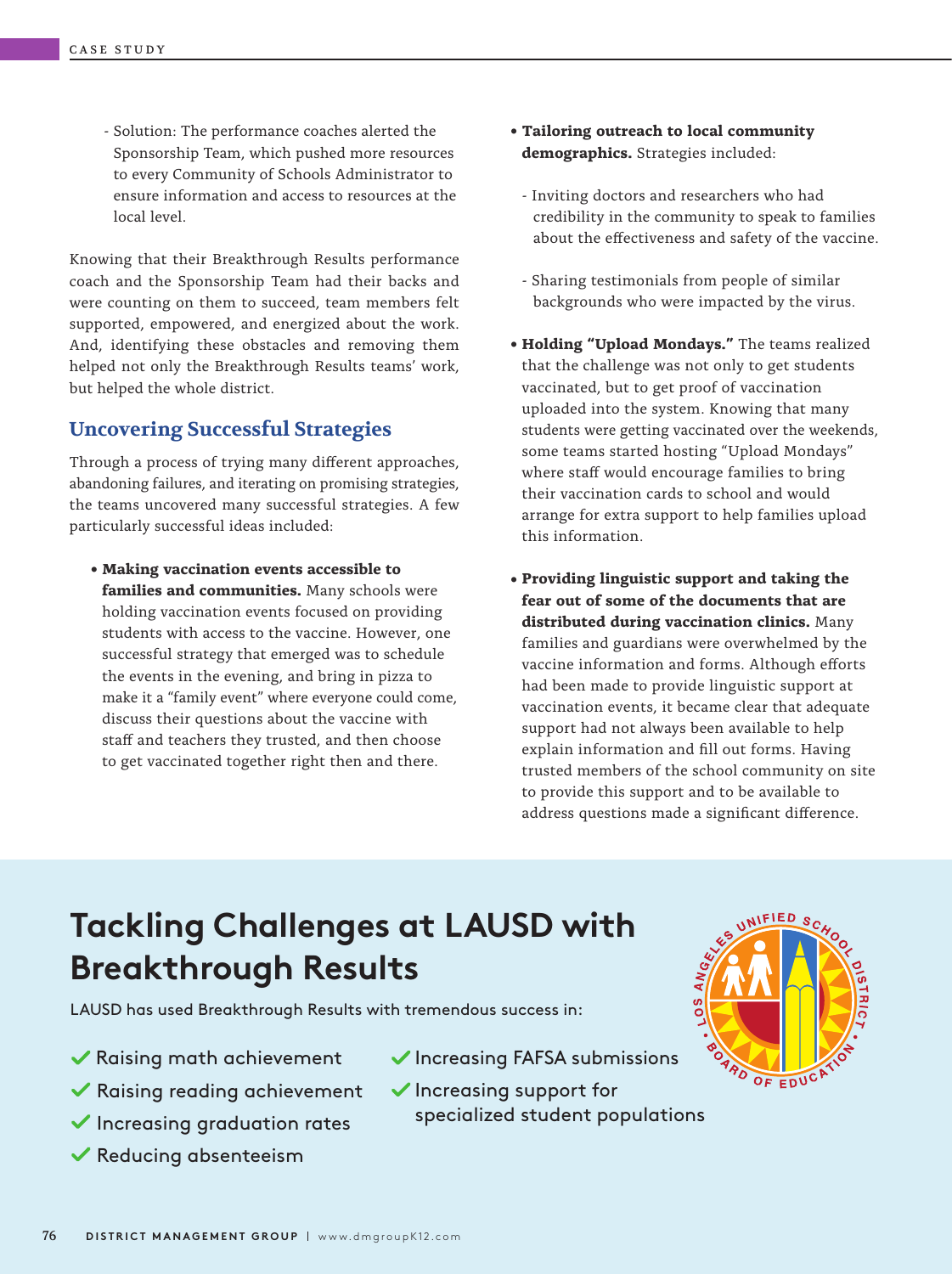- Solution: The performance coaches alerted the Sponsorship Team, which pushed more resources to every Community of Schools Administrator to ensure information and access to resources at the local level.

Knowing that their Breakthrough Results performance coach and the Sponsorship Team had their backs and were counting on them to succeed, team members felt supported, empowered, and energized about the work. And, identifying these obstacles and removing them helped not only the Breakthrough Results teams' work, but helped the whole district.

## Uncovering Successful Strategies

Through a process of trying many different approaches, abandoning failures, and iterating on promising strategies, the teams uncovered many successful strategies. A few particularly successful ideas included:

- **Making vaccination events accessible to families and communities.** Many schools were holding vaccination events focused on providing students with access to the vaccine. However, one successful strategy that emerged was to schedule the events in the evening, and bring in pizza to make it a "family event" where everyone could come, discuss their questions about the vaccine with staff and teachers they trusted, and then choose to get vaccinated together right then and there.
- **Tailoring outreach to local community demographics.** Strategies included:
  - Inviting doctors and researchers who had credibility in the community to speak to families about the effectiveness and safety of the vaccine.
  - Sharing testimonials from people of similar backgrounds who were impacted by the virus.
- **Holding "Upload Mondays."** The teams realized that the challenge was not only to get students vaccinated, but to get proof of vaccination uploaded into the system. Knowing that many students were getting vaccinated over the weekends, some teams started hosting "Upload Mondays" where staff would encourage families to bring their vaccination cards to school and would arrange for extra support to help families upload this information.
- **Providing linguistic support and taking the fear out of some of the documents that are distributed during vaccination clinics.** Many families and guardians were overwhelmed by the vaccine information and forms. Although efforts had been made to provide linguistic support at vaccination events, it became clear that adequate support had not always been available to help explain information and fill out forms. Having trusted members of the school community on site to provide this support and to be available to address questions made a significant difference.

## Tackling Challenges at LAUSD with Breakthrough Results

LAUSD has used Breakthrough Results with tremendous success in:

- ✔ Raising math achievement
- ✔ Raising reading achievement
- ✔ Increasing graduation rates
- ✔ Reducing absenteeism
- ✔ Increasing FAFSA submissions
- ✔ Increasing support for specialized student populations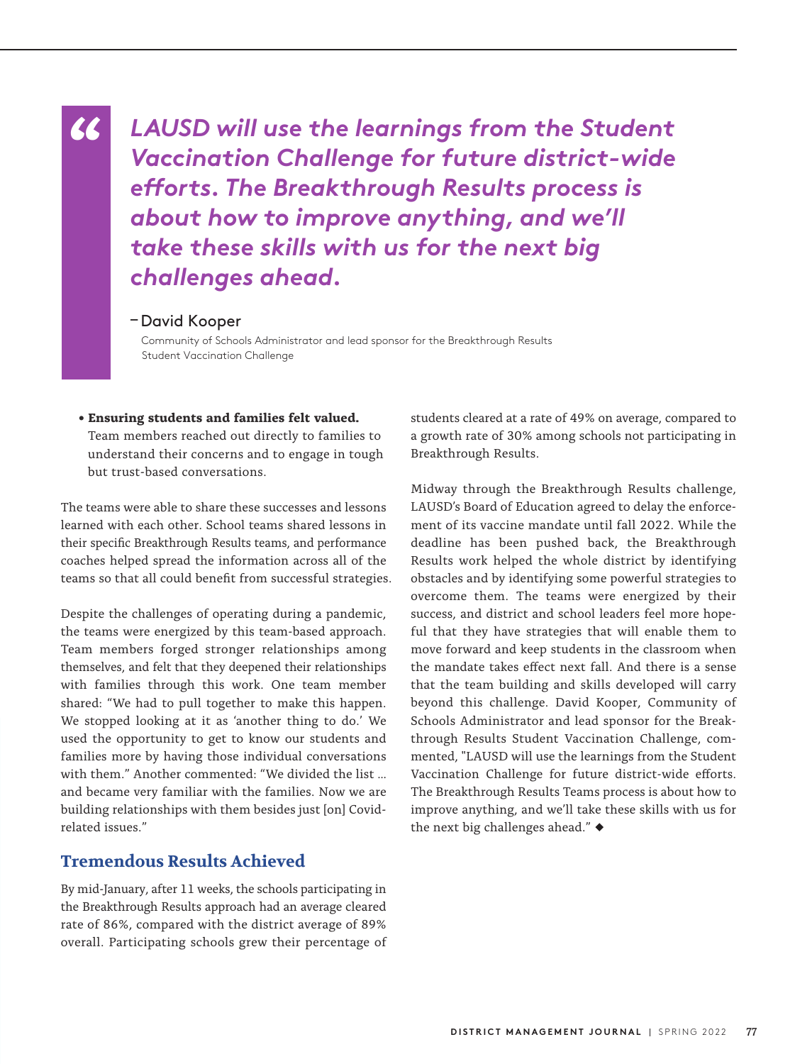> *LAUSD will use the learnings from the Student Vaccination Challenge for future district-wide efforts. The Breakthrough Results process is about how to improve anything, and we'll take these skills with us for the next big challenges ahead.*
>
> – David Kooper
>
> Community of Schools Administrator and lead sponsor for the Breakthrough Results Student Vaccination Challenge

- **Ensuring students and families felt valued.** Team members reached out directly to families to understand their concerns and to engage in tough but trust-based conversations.

The teams were able to share these successes and lessons learned with each other. School teams shared lessons in their specific Breakthrough Results teams, and performance coaches helped spread the information across all of the teams so that all could benefit from successful strategies.

Despite the challenges of operating during a pandemic, the teams were energized by this team-based approach. Team members forged stronger relationships among themselves, and felt that they deepened their relationships with families through this work. One team member shared: "We had to pull together to make this happen. We stopped looking at it as 'another thing to do.' We used the opportunity to get to know our students and families more by having those individual conversations with them." Another commented: "We divided the list ... and became very familiar with the families. Now we are building relationships with them besides just [on] Covid-related issues."

## Tremendous Results Achieved

By mid-January, after 11 weeks, the schools participating in the Breakthrough Results approach had an average cleared rate of 86%, compared with the district average of 89% overall. Participating schools grew their percentage of students cleared at a rate of 49% on average, compared to a growth rate of 30% among schools not participating in Breakthrough Results.

Midway through the Breakthrough Results challenge, LAUSD's Board of Education agreed to delay the enforcement of its vaccine mandate until fall 2022. While the deadline has been pushed back, the Breakthrough Results work helped the whole district by identifying obstacles and by identifying some powerful strategies to overcome them. The teams were energized by their success, and district and school leaders feel more hopeful that they have strategies that will enable them to move forward and keep students in the classroom when the mandate takes effect next fall. And there is a sense that the team building and skills developed will carry beyond this challenge. David Kooper, Community of Schools Administrator and lead sponsor for the Breakthrough Results Student Vaccination Challenge, commented, "LAUSD will use the learnings from the Student Vaccination Challenge for future district-wide efforts. The Breakthrough Results Teams process is about how to improve anything, and we'll take these skills with us for the next big challenges ahead." ◆